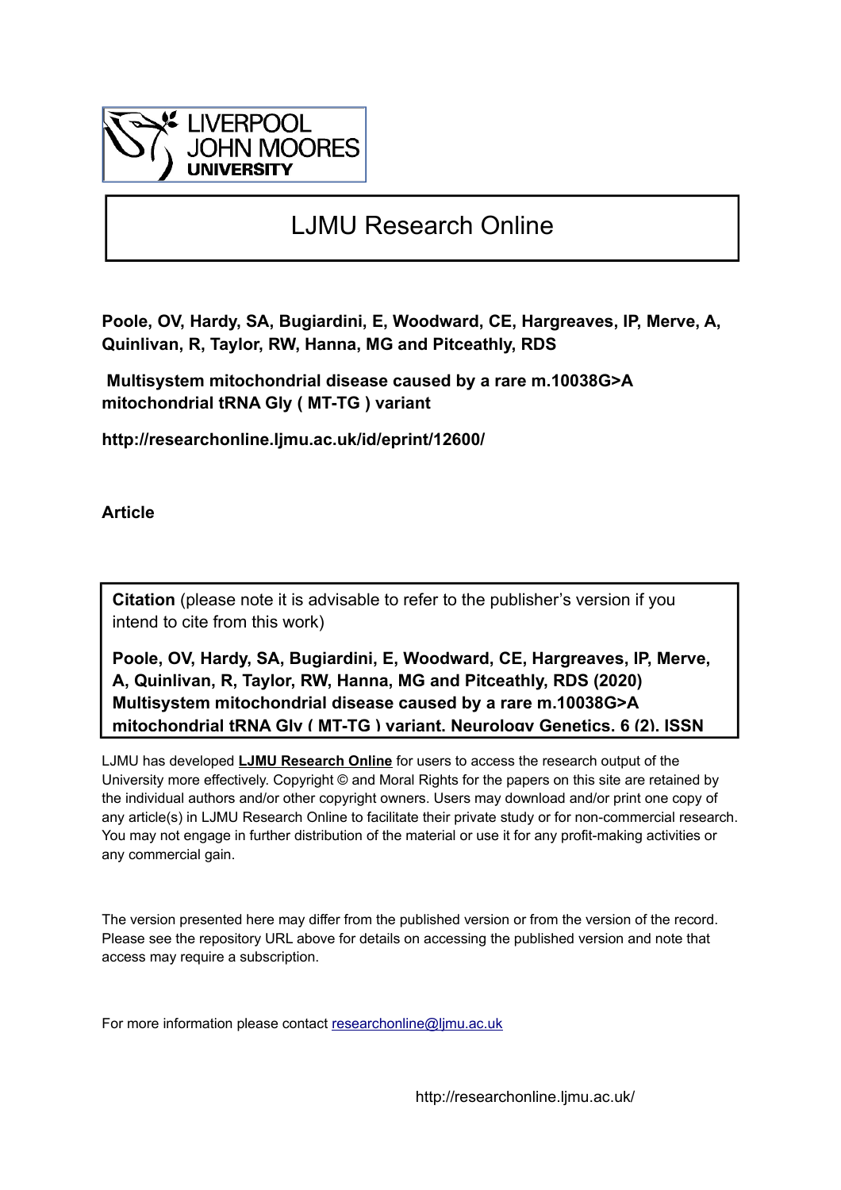LIVERPOOL JOHN MOORES UNIVERSITY

# LJMU Research Online

**Poole, OV, Hardy, SA, Bugiardini, E, Woodward, CE, Hargreaves, IP, Merve, A, Quinlivan, R, Taylor, RW, Hanna, MG and Pitceathly, RDS**

**Multisystem mitochondrial disease caused by a rare m.10038G>A mitochondrial tRNA Gly ( MT-TG ) variant**

**http://researchonline.ljmu.ac.uk/id/eprint/12600/**

**Article**

**Citation** (please note it is advisable to refer to the publisher's version if you intend to cite from this work)

**Poole, OV, Hardy, SA, Bugiardini, E, Woodward, CE, Hargreaves, IP, Merve, A, Quinlivan, R, Taylor, RW, Hanna, MG and Pitceathly, RDS (2020) Multisystem mitochondrial disease caused by a rare m.10038G>A mitochondrial tRNA Gly ( MT-TG ) variant. Neurology Genetics, 6 (2). ISSN**

LJMU has developed **LJMU Research Online** for users to access the research output of the University more effectively. Copyright © and Moral Rights for the papers on this site are retained by the individual authors and/or other copyright owners. Users may download and/or print one copy of any article(s) in LJMU Research Online to facilitate their private study or for non-commercial research. You may not engage in further distribution of the material or use it for any profit-making activities or any commercial gain.

The version presented here may differ from the published version or from the version of the record. Please see the repository URL above for details on accessing the published version and note that access may require a subscription.

For more information please contact researchonline@ljmu.ac.uk

http://researchonline.ljmu.ac.uk/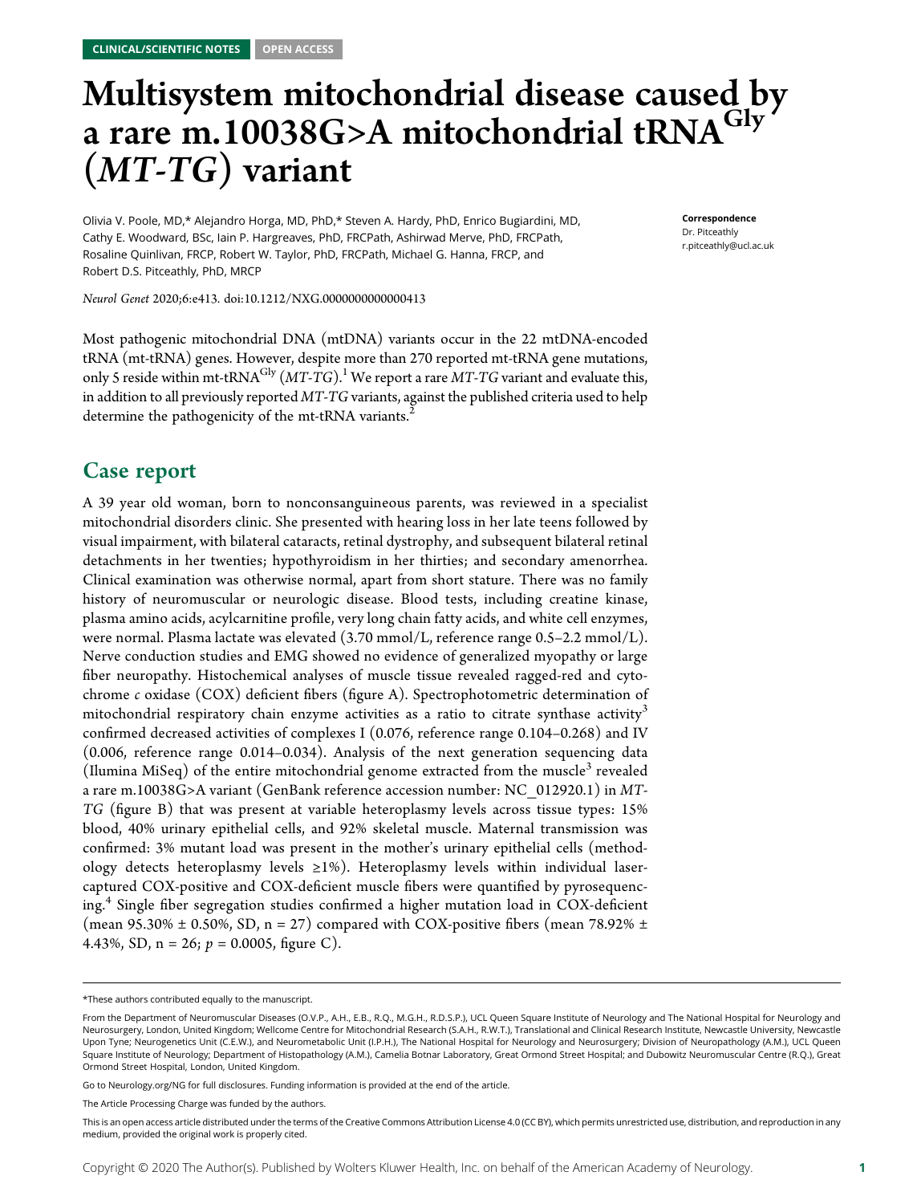CLINICAL/SCIENTIFIC NOTES OPEN ACCESS

# Multisystem mitochondrial disease caused by a rare m.10038G>A mitochondrial tRNA$^{Gly}$ (*MT-TG*) variant

Olivia V. Poole, MD,* Alejandro Horga, MD, PhD,* Steven A. Hardy, PhD, Enrico Bugiardini, MD, Cathy E. Woodward, BSc, Iain P. Hargreaves, PhD, FRCPath, Ashirwad Merve, PhD, FRCPath, Rosaline Quinlivan, FRCP, Robert W. Taylor, PhD, FRCPath, Michael G. Hanna, FRCP, and Robert D.S. Pitceathly, PhD, MRCP

**Correspondence**
Dr. Pitceathly
r.pitceathly@ucl.ac.uk

*Neurol Genet* 2020;6:e413. doi:10.1212/NXG.0000000000000413

Most pathogenic mitochondrial DNA (mtDNA) variants occur in the 22 mtDNA-encoded tRNA (mt-tRNA) genes. However, despite more than 270 reported mt-tRNA gene mutations, only 5 reside within mt-tRNA$^{Gly}$ (*MT-TG*).[1] We report a rare *MT-TG* variant and evaluate this, in addition to all previously reported *MT-TG* variants, against the published criteria used to help determine the pathogenicity of the mt-tRNA variants.[2]

## Case report

A 39 year old woman, born to nonconsanguineous parents, was reviewed in a specialist mitochondrial disorders clinic. She presented with hearing loss in her late teens followed by visual impairment, with bilateral cataracts, retinal dystrophy, and subsequent bilateral retinal detachments in her twenties; hypothyroidism in her thirties; and secondary amenorrhea. Clinical examination was otherwise normal, apart from short stature. There was no family history of neuromuscular or neurologic disease. Blood tests, including creatine kinase, plasma amino acids, acylcarnitine profile, very long chain fatty acids, and white cell enzymes, were normal. Plasma lactate was elevated (3.70 mmol/L, reference range 0.5–2.2 mmol/L). Nerve conduction studies and EMG showed no evidence of generalized myopathy or large fiber neuropathy. Histochemical analyses of muscle tissue revealed ragged-red and cytochrome *c* oxidase (COX) deficient fibers (figure A). Spectrophotometric determination of mitochondrial respiratory chain enzyme activities as a ratio to citrate synthase activity[3] confirmed decreased activities of complexes I (0.076, reference range 0.104–0.268) and IV (0.006, reference range 0.014–0.034). Analysis of the next generation sequencing data (Illumina MiSeq) of the entire mitochondrial genome extracted from the muscle[3] revealed a rare m.10038G>A variant (GenBank reference accession number: NC_012920.1) in *MT-TG* (figure B) that was present at variable heteroplasmy levels across tissue types: 15% blood, 40% urinary epithelial cells, and 92% skeletal muscle. Maternal transmission was confirmed: 3% mutant load was present in the mother's urinary epithelial cells (methodology detects heteroplasmy levels ≥1%). Heteroplasmy levels within individual laser-captured COX-positive and COX-deficient muscle fibers were quantified by pyrosequencing.[4] Single fiber segregation studies confirmed a higher mutation load in COX-deficient (mean 95.30% ± 0.50%, SD, n = 27) compared with COX-positive fibers (mean 78.92% ± 4.43%, SD, n = 26; $p = 0.0005$, figure C).

---

*These authors contributed equally to the manuscript.

From the Department of Neuromuscular Diseases (O.V.P., A.H., E.B., R.Q., M.G.H., R.D.S.P.), UCL Queen Square Institute of Neurology and The National Hospital for Neurology and Neurosurgery, London, United Kingdom; Wellcome Centre for Mitochondrial Research (S.A.H., R.W.T.), Translational and Clinical Research Institute, Newcastle University, Newcastle Upon Tyne; Neurogenetics Unit (C.E.W.), and Neurometabolic Unit (I.P.H.), The National Hospital for Neurology and Neurosurgery; Division of Neuropathology (A.M.), UCL Queen Square Institute of Neurology; Department of Histopathology (A.M.), Camelia Botnar Laboratory, Great Ormond Street Hospital; and Dubowitz Neuromuscular Centre (R.Q.), Great Ormond Street Hospital, London, United Kingdom.

Go to Neurology.org/NG for full disclosures. Funding information is provided at the end of the article.

The Article Processing Charge was funded by the authors.

This is an open access article distributed under the terms of the Creative Commons Attribution License 4.0 (CC BY), which permits unrestricted use, distribution, and reproduction in any medium, provided the original work is properly cited.

Copyright © 2020 The Author(s). Published by Wolters Kluwer Health, Inc. on behalf of the American Academy of Neurology.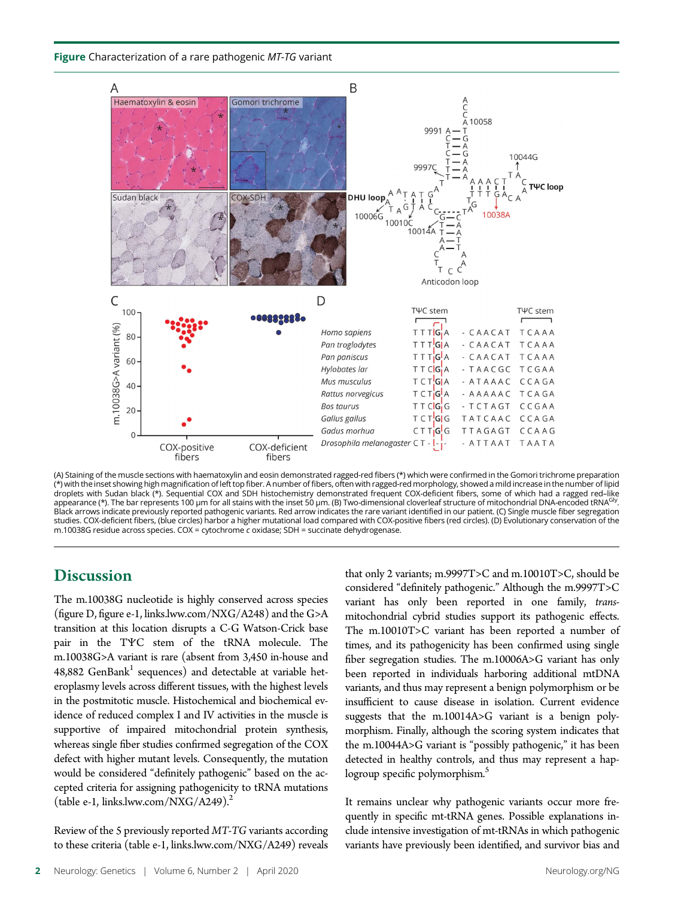**Figure** Characterization of a rare pathogenic *MT-TG* variant

(A) Staining of the muscle sections with haematoxylin and eosin demonstrated ragged-red fibers (*) which were confirmed in the Gomori trichrome preparation (*) with the inset showing high magnification of left top fiber. A number of fibers, often with ragged-red morphology, showed a mild increase in the number of lipid droplets with Sudan black (*). Sequential COX and SDH histochemistry demonstrated frequent COX-deficient fibers, some of which had a ragged red–like appearance (*). The bar represents 100 μm for all stains with the inset 50 μm. (B) Two-dimensional cloverleaf structure of mitochondrial DNA-encoded tRNA[Gly]. Black arrows indicate previously reported pathogenic variants. Red arrow indicates the rare variant identified in our patient. (C) Single muscle fiber segregation studies. COX-deficient fibers, (blue circles) harbor a higher mutational load compared with COX-positive fibers (red circles). (D) Evolutionary conservation of the m.10038G residue across species. COX = cytochrome *c* oxidase; SDH = succinate dehydrogenase.

## Discussion

The m.10038G nucleotide is highly conserved across species (figure D, figure e-1, links.lww.com/NXG/A248) and the G>A transition at this location disrupts a C-G Watson-Crick base pair in the TΨC stem of the tRNA molecule. The m.10038G>A variant is rare (absent from 3,450 in-house and 48,882 GenBank[1] sequences) and detectable at variable heteroplasmy levels across different tissues, with the highest levels in the postmitotic muscle. Histochemical and biochemical evidence of reduced complex I and IV activities in the muscle is supportive of impaired mitochondrial protein synthesis, whereas single fiber studies confirmed segregation of the COX defect with higher mutant levels. Consequently, the mutation would be considered "definitely pathogenic" based on the accepted criteria for assigning pathogenicity to tRNA mutations (table e-1, links.lww.com/NXG/A249).[2]

Review of the 5 previously reported *MT-TG* variants according to these criteria (table e-1, links.lww.com/NXG/A249) reveals that only 2 variants; m.9997T>C and m.10010T>C, should be considered "definitely pathogenic." Although the m.9997T>C variant has only been reported in one family, *trans*-mitochondrial cybrid studies support its pathogenic effects. The m.10010T>C variant has been reported a number of times, and its pathogenicity has been confirmed using single fiber segregation studies. The m.10006A>G variant has only been reported in individuals harboring additional mtDNA variants, and thus may represent a benign polymorphism or be insufficient to cause disease in isolation. Current evidence suggests that the m.10014A>G variant is a benign polymorphism. Finally, although the scoring system indicates that the m.10044A>G variant is "possibly pathogenic," it has been detected in healthy controls, and thus may represent a haplogroup specific polymorphism.[5]

It remains unclear why pathogenic variants occur more frequently in specific mt-tRNA genes. Possible explanations include intensive investigation of mt-tRNAs in which pathogenic variants have previously been identified, and survivor bias and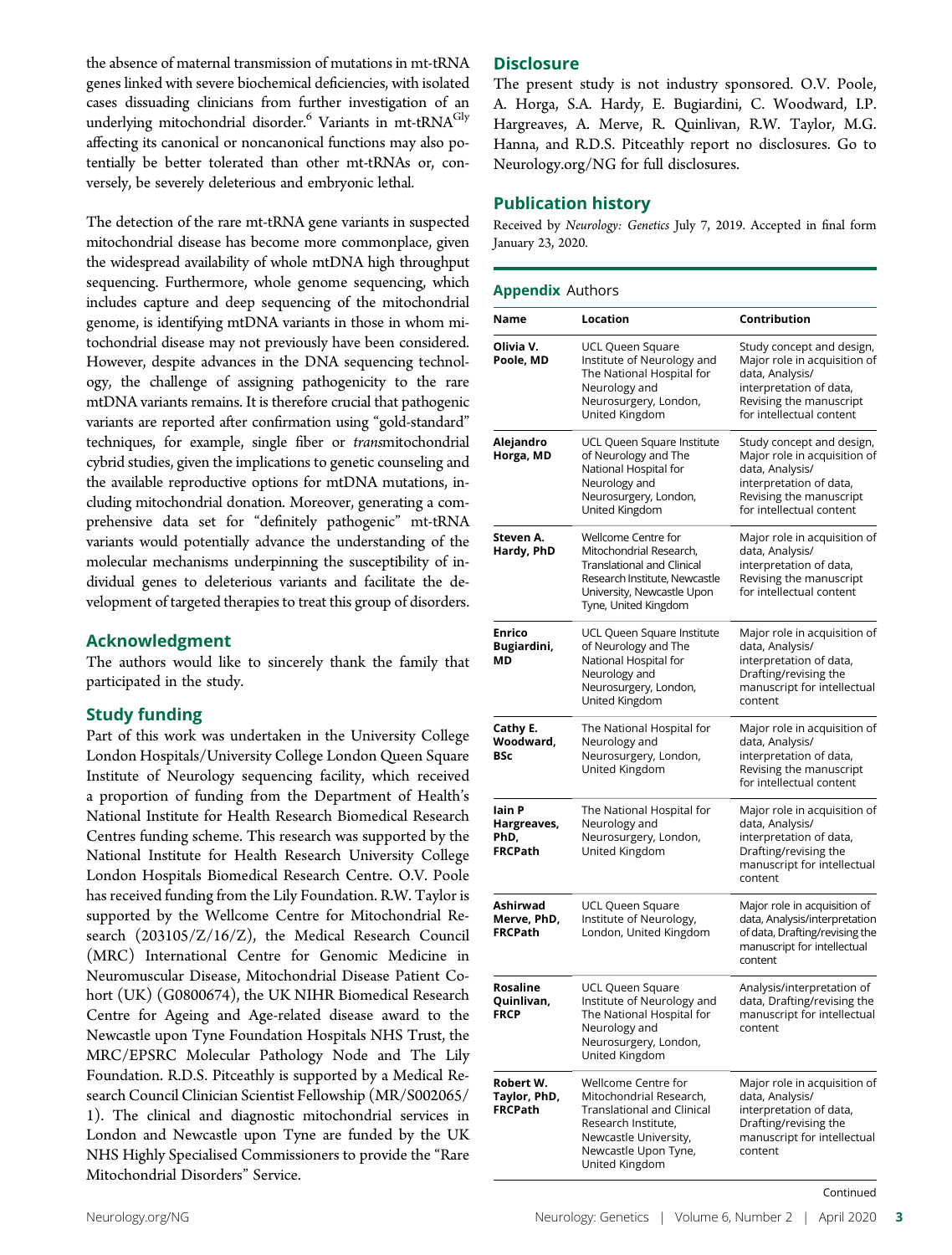the absence of maternal transmission of mutations in mt-tRNA genes linked with severe biochemical deficiencies, with isolated cases dissuading clinicians from further investigation of an underlying mitochondrial disorder.[6] Variants in mt-tRNA$^{Gly}$ affecting its canonical or noncanonical functions may also potentially be better tolerated than other mt-tRNAs or, conversely, be severely deleterious and embryonic lethal.

The detection of the rare mt-tRNA gene variants in suspected mitochondrial disease has become more commonplace, given the widespread availability of whole mtDNA high throughput sequencing. Furthermore, whole genome sequencing, which includes capture and deep sequencing of the mitochondrial genome, is identifying mtDNA variants in those in whom mitochondrial disease may not previously have been considered. However, despite advances in the DNA sequencing technology, the challenge of assigning pathogenicity to the rare mtDNA variants remains. It is therefore crucial that pathogenic variants are reported after confirmation using "gold-standard" techniques, for example, single fiber or *trans*mitochondrial cybrid studies, given the implications to genetic counseling and the available reproductive options for mtDNA mutations, including mitochondrial donation. Moreover, generating a comprehensive data set for "definitely pathogenic" mt-tRNA variants would potentially advance the understanding of the molecular mechanisms underpinning the susceptibility of individual genes to deleterious variants and facilitate the development of targeted therapies to treat this group of disorders.

## Acknowledgment

The authors would like to sincerely thank the family that participated in the study.

## Study funding

Part of this work was undertaken in the University College London Hospitals/University College London Queen Square Institute of Neurology sequencing facility, which received a proportion of funding from the Department of Health's National Institute for Health Research Biomedical Research Centres funding scheme. This research was supported by the National Institute for Health Research University College London Hospitals Biomedical Research Centre. O.V. Poole has received funding from the Lily Foundation. R.W. Taylor is supported by the Wellcome Centre for Mitochondrial Research (203105/Z/16/Z), the Medical Research Council (MRC) International Centre for Genomic Medicine in Neuromuscular Disease, Mitochondrial Disease Patient Cohort (UK) (G0800674), the UK NIHR Biomedical Research Centre for Ageing and Age-related disease award to the Newcastle upon Tyne Foundation Hospitals NHS Trust, the MRC/EPSRC Molecular Pathology Node and The Lily Foundation. R.D.S. Pitceathly is supported by a Medical Research Council Clinician Scientist Fellowship (MR/S002065/1). The clinical and diagnostic mitochondrial services in London and Newcastle upon Tyne are funded by the UK NHS Highly Specialised Commissioners to provide the "Rare Mitochondrial Disorders" Service.

## Disclosure

The present study is not industry sponsored. O.V. Poole, A. Horga, S.A. Hardy, E. Bugiardini, C. Woodward, I.P. Hargreaves, A. Merve, R. Quinlivan, R.W. Taylor, M.G. Hanna, and R.D.S. Pitceathly report no disclosures. Go to Neurology.org/NG for full disclosures.

## Publication history

Received by *Neurology: Genetics* July 7, 2019. Accepted in final form January 23, 2020.

**Appendix** Authors

| Name | Location | Contribution |
|---|---|---|
| **Olivia V. Poole, MD** | UCL Queen Square Institute of Neurology and The National Hospital for Neurology and Neurosurgery, London, United Kingdom | Study concept and design, Major role in acquisition of data, Analysis/interpretation of data, Revising the manuscript for intellectual content |
| **Alejandro Horga, MD** | UCL Queen Square Institute of Neurology and The National Hospital for Neurology and Neurosurgery, London, United Kingdom | Study concept and design, Major role in acquisition of data, Analysis/interpretation of data, Revising the manuscript for intellectual content |
| **Steven A. Hardy, PhD** | Wellcome Centre for Mitochondrial Research, Translational and Clinical Research Institute, Newcastle University, Newcastle Upon Tyne, United Kingdom | Major role in acquisition of data, Analysis/interpretation of data, Revising the manuscript for intellectual content |
| **Enrico Bugiardini, MD** | UCL Queen Square Institute of Neurology and The National Hospital for Neurology and Neurosurgery, London, United Kingdom | Major role in acquisition of data, Analysis/interpretation of data, Drafting/revising the manuscript for intellectual content |
| **Cathy E. Woodward, BSc** | The National Hospital for Neurology and Neurosurgery, London, United Kingdom | Major role in acquisition of data, Analysis/interpretation of data, Revising the manuscript for intellectual content |
| **Iain P Hargreaves, PhD, FRCPath** | The National Hospital for Neurology and Neurosurgery, London, United Kingdom | Major role in acquisition of data, Analysis/interpretation of data, Drafting/revising the manuscript for intellectual content |
| **Ashirwad Merve, PhD, FRCPath** | UCL Queen Square Institute of Neurology, London, United Kingdom | Major role in acquisition of data, Analysis/interpretation of data, Drafting/revising the manuscript for intellectual content |
| **Rosaline Quinlivan, FRCP** | UCL Queen Square Institute of Neurology and The National Hospital for Neurology and Neurosurgery, London, United Kingdom | Analysis/interpretation of data, Drafting/revising the manuscript for intellectual content |
| **Robert W. Taylor, PhD, FRCPath** | Wellcome Centre for Mitochondrial Research, Translational and Clinical Research Institute, Newcastle University, Newcastle Upon Tyne, United Kingdom | Major role in acquisition of data, Analysis/interpretation of data, Drafting/revising the manuscript for intellectual content |

Continued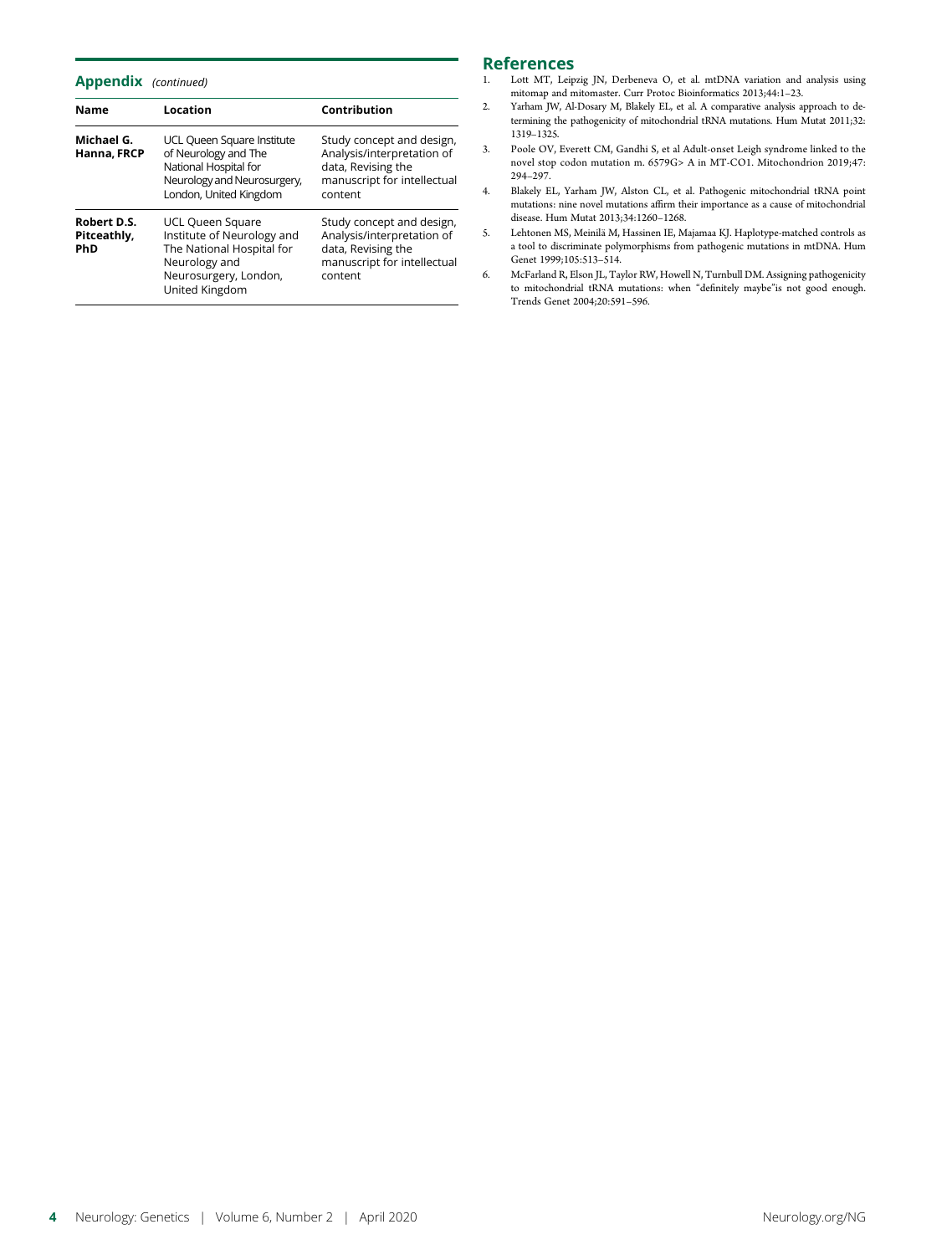## Appendix *(continued)*

| Name | Location | Contribution |
|---|---|---|
| **Michael G. Hanna, FRCP** | UCL Queen Square Institute of Neurology and The National Hospital for Neurology and Neurosurgery, London, United Kingdom | Study concept and design, Analysis/interpretation of data, Revising the manuscript for intellectual content |
| **Robert D.S. Pitceathly, PhD** | UCL Queen Square Institute of Neurology and The National Hospital for Neurology and Neurosurgery, London, United Kingdom | Study concept and design, Analysis/interpretation of data, Revising the manuscript for intellectual content |

## References

1. Lott MT, Leipzig JN, Derbeneva O, et al. mtDNA variation and analysis using mitomap and mitomaster. Curr Protoc Bioinformatics 2013;44:1–23.
2. Yarham JW, Al-Dosary M, Blakely EL, et al. A comparative analysis approach to determining the pathogenicity of mitochondrial tRNA mutations. Hum Mutat 2011;32: 1319–1325.
3. Poole OV, Everett CM, Gandhi S, et al Adult-onset Leigh syndrome linked to the novel stop codon mutation m. 6579G> A in MT-CO1. Mitochondrion 2019;47: 294–297.
4. Blakely EL, Yarham JW, Alston CL, et al. Pathogenic mitochondrial tRNA point mutations: nine novel mutations affirm their importance as a cause of mitochondrial disease. Hum Mutat 2013;34:1260–1268.
5. Lehtonen MS, Meinilä M, Hassinen IE, Majamaa KJ. Haplotype-matched controls as a tool to discriminate polymorphisms from pathogenic mutations in mtDNA. Hum Genet 1999;105:513–514.
6. McFarland R, Elson JL, Taylor RW, Howell N, Turnbull DM. Assigning pathogenicity to mitochondrial tRNA mutations: when "definitely maybe"is not good enough. Trends Genet 2004;20:591–596.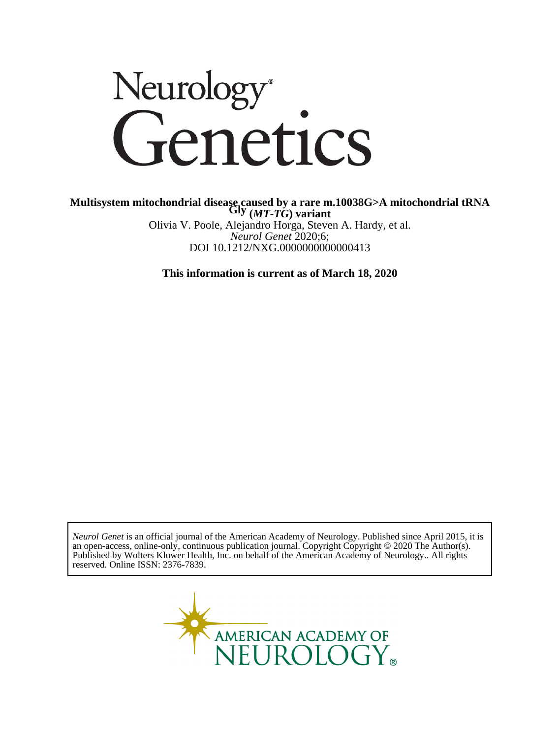# Neurology® Genetics

**Multisystem mitochondrial disease caused by a rare m.10038G>A mitochondrial tRNA Gly (*MT-TG*) variant**

Olivia V. Poole, Alejandro Horga, Steven A. Hardy, et al.

*Neurol Genet* 2020;6;

DOI 10.1212/NXG.0000000000000413

**This information is current as of March 18, 2020**

*Neurol Genet* is an official journal of the American Academy of Neurology. Published since April 2015, it is an open-access, online-only, continuous publication journal. Copyright Copyright © 2020 The Author(s). Published by Wolters Kluwer Health, Inc. on behalf of the American Academy of Neurology.. All rights reserved. Online ISSN: 2376-7839.

AMERICAN ACADEMY OF NEUROLOGY®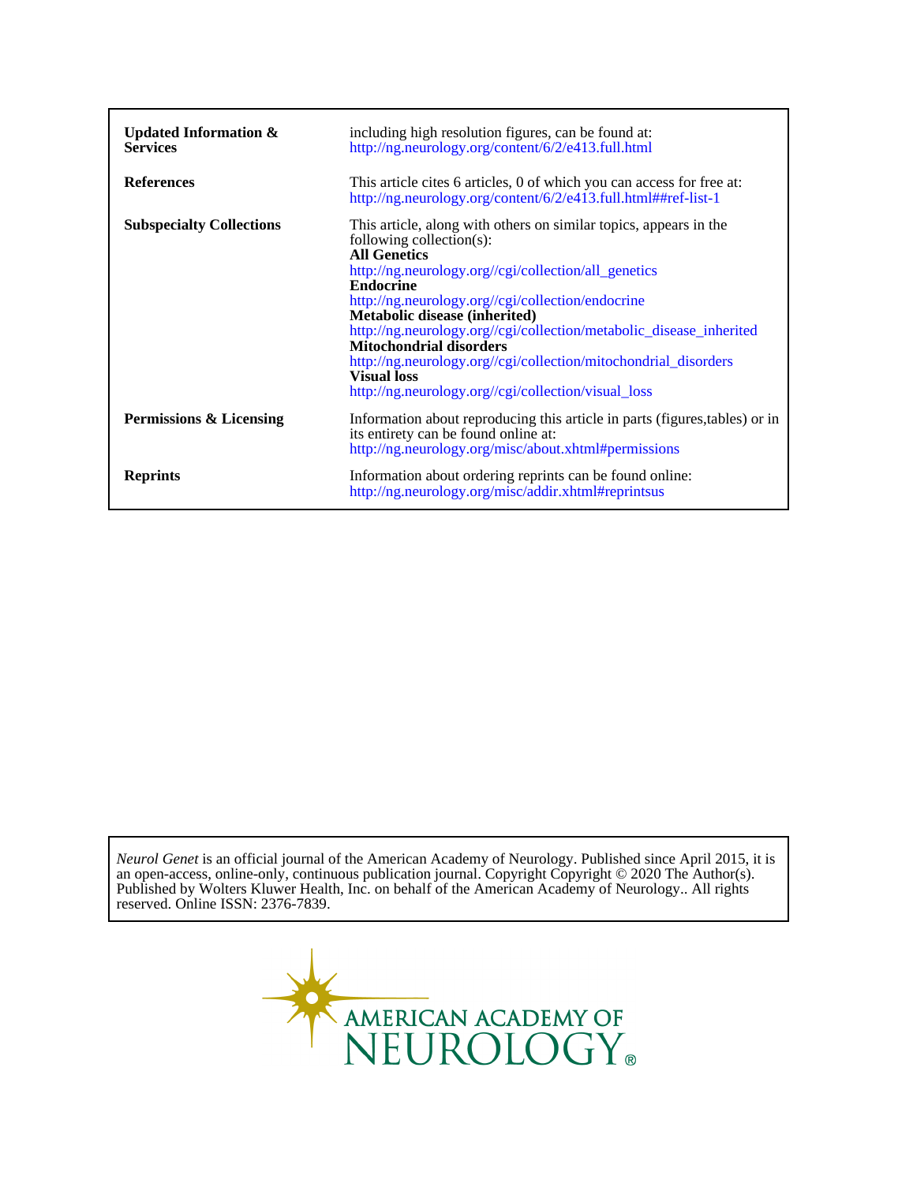| | |
|---|---|
| **Updated Information & Services** | including high resolution figures, can be found at: http://ng.neurology.org/content/6/2/e413.full.html |
| **References** | This article cites 6 articles, 0 of which you can access for free at: http://ng.neurology.org/content/6/2/e413.full.html##ref-list-1 |
| **Subspecialty Collections** | This article, along with others on similar topics, appears in the following collection(s): **All Genetics** http://ng.neurology.org//cgi/collection/all_genetics **Endocrine** http://ng.neurology.org//cgi/collection/endocrine **Metabolic disease (inherited)** http://ng.neurology.org//cgi/collection/metabolic_disease_inherited **Mitochondrial disorders** http://ng.neurology.org//cgi/collection/mitochondrial_disorders **Visual loss** http://ng.neurology.org//cgi/collection/visual_loss |
| **Permissions & Licensing** | Information about reproducing this article in parts (figures,tables) or in its entirety can be found online at: http://ng.neurology.org/misc/about.xhtml#permissions |
| **Reprints** | Information about ordering reprints can be found online: http://ng.neurology.org/misc/addir.xhtml#reprintsus |

*Neurol Genet* is an official journal of the American Academy of Neurology. Published since April 2015, it is an open-access, online-only, continuous publication journal. Copyright Copyright © 2020 The Author(s). Published by Wolters Kluwer Health, Inc. on behalf of the American Academy of Neurology.. All rights reserved. Online ISSN: 2376-7839.

AMERICAN ACADEMY OF NEUROLOGY®